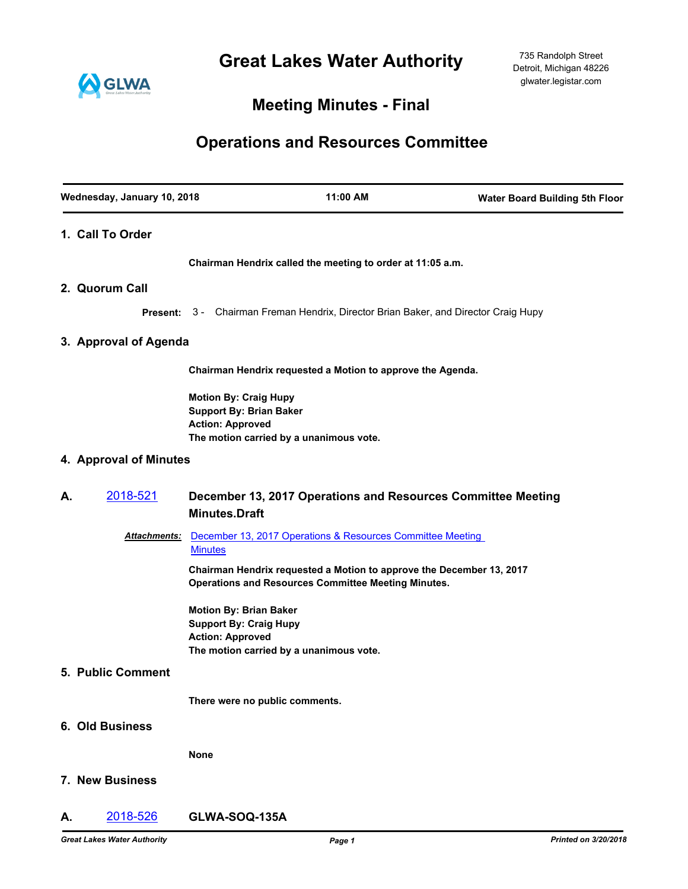# Great Lakes Water Authority

735 Randolph Street
Detroit, Michigan 48226
glwater.legistar.com

## Meeting Minutes - Final

## Operations and Resources Committee

**Wednesday, January 10, 2018** | **11:00 AM** | **Water Board Building 5th Floor**

### 1. Call To Order

**Chairman Hendrix called the meeting to order at 11:05 a.m.**

### 2. Quorum Call

**Present:** 3 - Chairman Freman Hendrix, Director Brian Baker, and Director Craig Hupy

### 3. Approval of Agenda

**Chairman Hendrix requested a Motion to approve the Agenda.**

**Motion By: Craig Hupy**
**Support By: Brian Baker**
**Action: Approved**
**The motion carried by a unanimous vote.**

### 4. Approval of Minutes

**A.** 2018-521 **December 13, 2017 Operations and Resources Committee Meeting Minutes.Draft**

***Attachments:*** December 13, 2017 Operations & Resources Committee Meeting Minutes

**Chairman Hendrix requested a Motion to approve the December 13, 2017 Operations and Resources Committee Meeting Minutes.**

**Motion By: Brian Baker**
**Support By: Craig Hupy**
**Action: Approved**
**The motion carried by a unanimous vote.**

### 5. Public Comment

**There were no public comments.**

### 6. Old Business

**None**

### 7. New Business

**A.** 2018-526 **GLWA-SOQ-135A**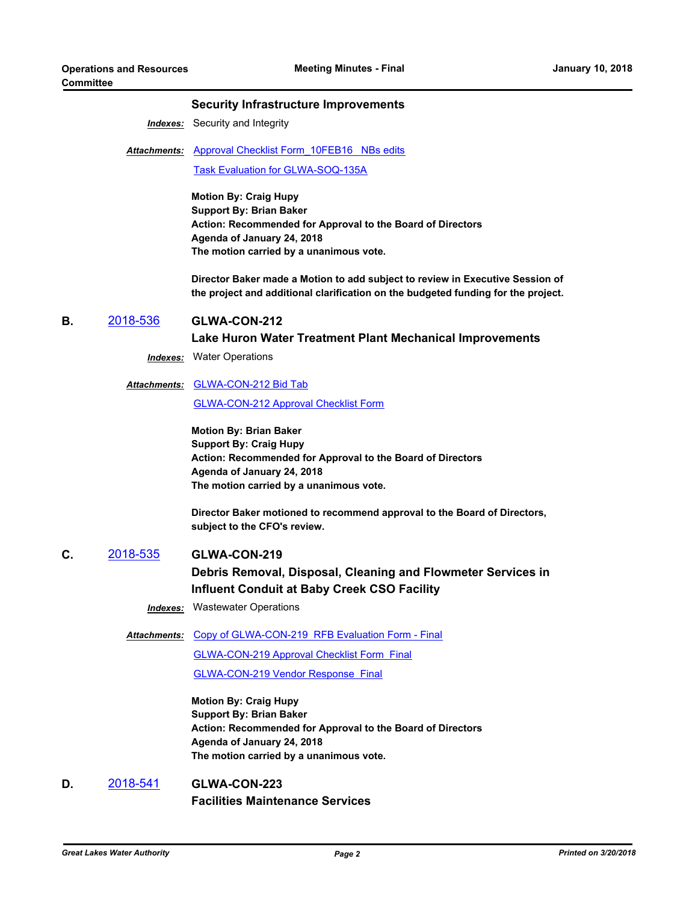**Security Infrastructure Improvements**

***Indexes:*** Security and Integrity

***Attachments:*** Approval Checklist Form_10FEB16 NBs edits

Task Evaluation for GLWA-SOQ-135A

**Motion By: Craig Hupy**
**Support By: Brian Baker**
**Action: Recommended for Approval to the Board of Directors**
**Agenda of January 24, 2018**
**The motion carried by a unanimous vote.**

**Director Baker made a Motion to add subject to review in Executive Session of the project and additional clarification on the budgeted funding for the project.**

## B. 2018-536 GLWA-CON-212

## Lake Huron Water Treatment Plant Mechanical Improvements

***Indexes:*** Water Operations

***Attachments:*** GLWA-CON-212 Bid Tab

GLWA-CON-212 Approval Checklist Form

**Motion By: Brian Baker**
**Support By: Craig Hupy**
**Action: Recommended for Approval to the Board of Directors**
**Agenda of January 24, 2018**
**The motion carried by a unanimous vote.**

**Director Baker motioned to recommend approval to the Board of Directors, subject to the CFO's review.**

## C. 2018-535 GLWA-CON-219

## Debris Removal, Disposal, Cleaning and Flowmeter Services in Influent Conduit at Baby Creek CSO Facility

***Indexes:*** Wastewater Operations

***Attachments:*** Copy of GLWA-CON-219 RFB Evaluation Form - Final

GLWA-CON-219 Approval Checklist Form Final

GLWA-CON-219 Vendor Response Final

**Motion By: Craig Hupy**
**Support By: Brian Baker**
**Action: Recommended for Approval to the Board of Directors**
**Agenda of January 24, 2018**
**The motion carried by a unanimous vote.**

## D. 2018-541 GLWA-CON-223

## Facilities Maintenance Services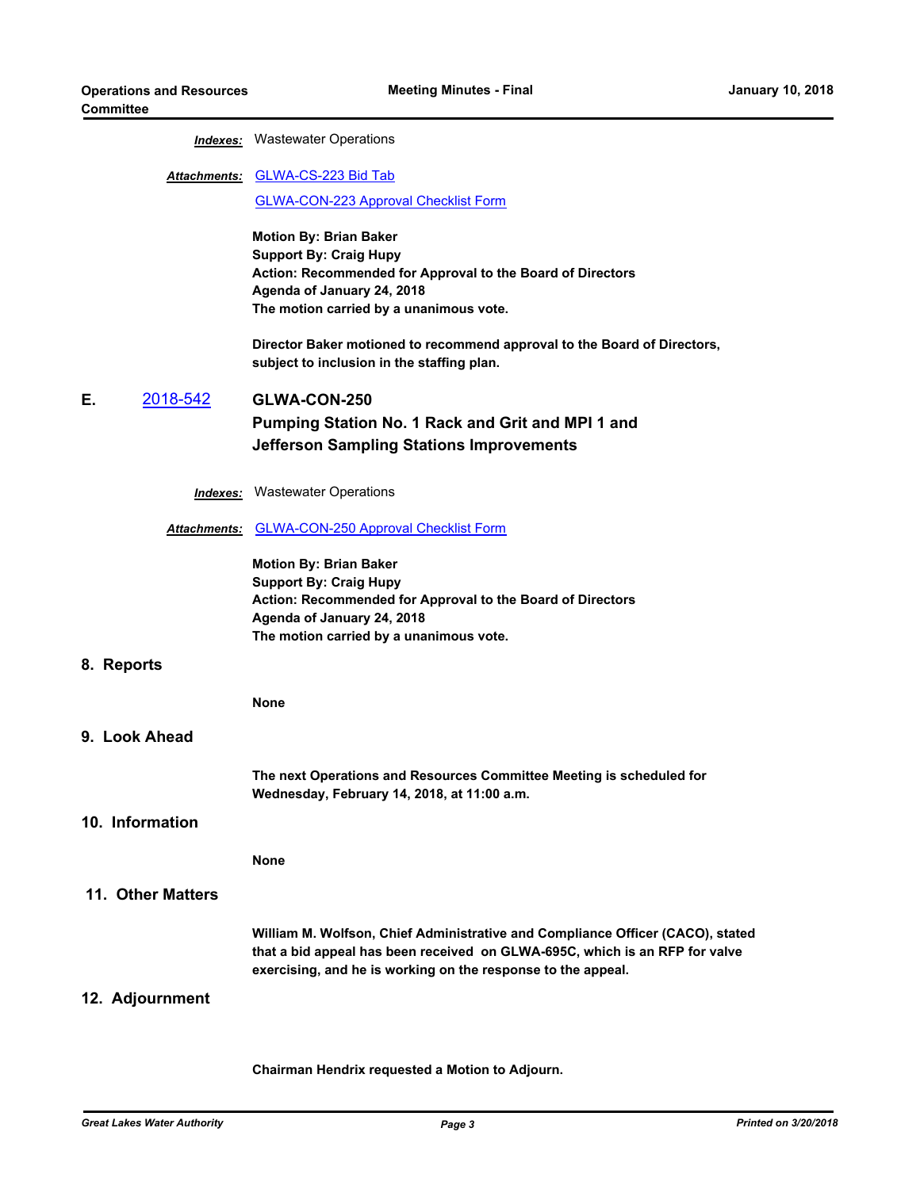***Indexes:*** Wastewater Operations

***Attachments:*** GLWA-CS-223 Bid Tab

GLWA-CON-223 Approval Checklist Form

**Motion By: Brian Baker**
**Support By: Craig Hupy**
**Action: Recommended for Approval to the Board of Directors**
**Agenda of January 24, 2018**
**The motion carried by a unanimous vote.**

**Director Baker motioned to recommend approval to the Board of Directors, subject to inclusion in the staffing plan.**

**E.** 2018-542 **GLWA-CON-250**

**Pumping Station No. 1 Rack and Grit and MPI 1 and Jefferson Sampling Stations Improvements**

***Indexes:*** Wastewater Operations

***Attachments:*** GLWA-CON-250 Approval Checklist Form

**Motion By: Brian Baker**
**Support By: Craig Hupy**
**Action: Recommended for Approval to the Board of Directors**
**Agenda of January 24, 2018**
**The motion carried by a unanimous vote.**

## 8. Reports

**None**

## 9. Look Ahead

**The next Operations and Resources Committee Meeting is scheduled for Wednesday, February 14, 2018, at 11:00 a.m.**

## 10. Information

**None**

## 11. Other Matters

**William M. Wolfson, Chief Administrative and Compliance Officer (CACO), stated that a bid appeal has been received on GLWA-695C, which is an RFP for valve exercising, and he is working on the response to the appeal.**

## 12. Adjournment

**Chairman Hendrix requested a Motion to Adjourn.**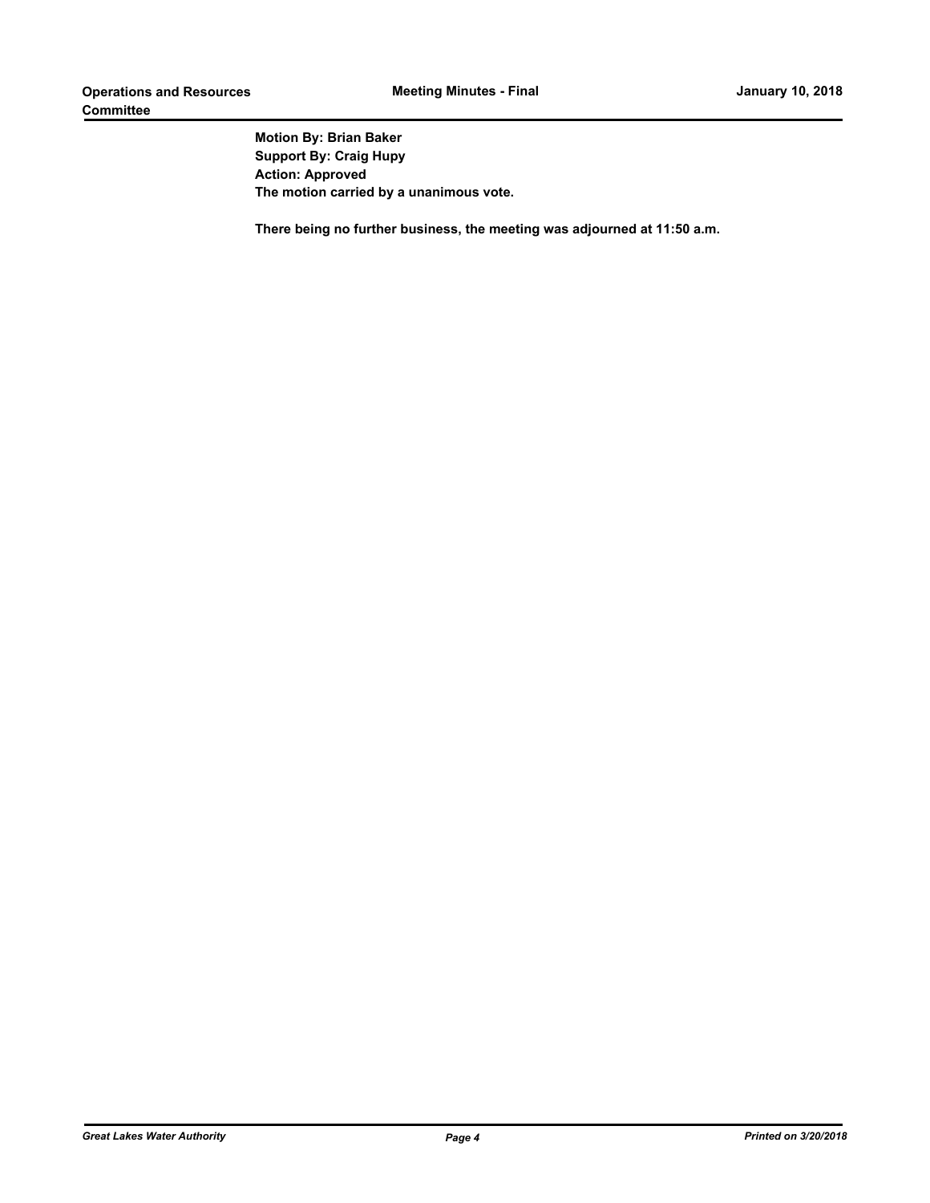**Motion By: Brian Baker**
**Support By: Craig Hupy**
**Action: Approved**
**The motion carried by a unanimous vote.**

**There being no further business, the meeting was adjourned at 11:50 a.m.**